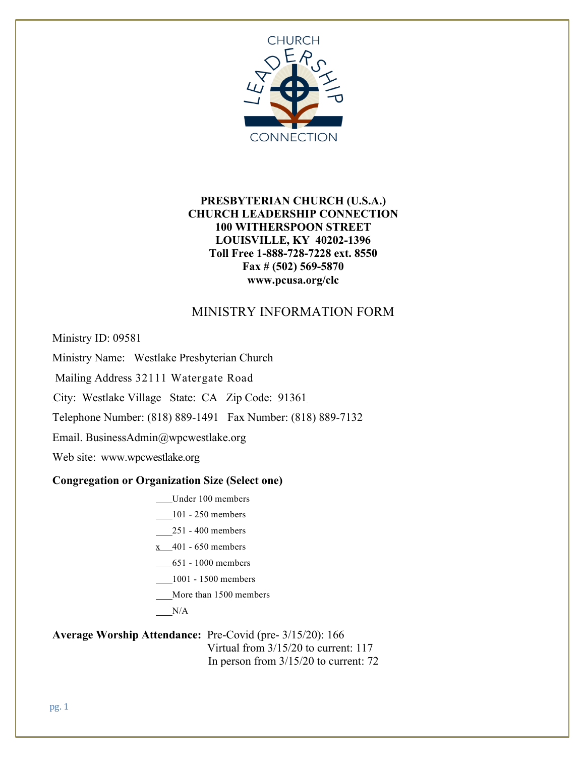CHURCH LEADERSHIP CONNECTION

**PRESBYTERIAN CHURCH (U.S.A.)**
**CHURCH LEADERSHIP CONNECTION**
**100 WITHERSPOON STREET**
**LOUISVILLE, KY 40202-1396**
**Toll Free 1-888-728-7228 ext. 8550**
**Fax # (502) 569-5870**
**www.pcusa.org/clc**

# MINISTRY INFORMATION FORM

Ministry ID: 09581

Ministry Name: Westlake Presbyterian Church

Mailing Address 32111 Watergate Road

City: Westlake Village State: CA Zip Code: 91361

Telephone Number: (818) 889-1491 Fax Number: (818) 889-7132

Email. BusinessAdmin@wpcwestlake.org

Web site: www.wpcwestlake.org

**Congregation or Organization Size (Select one)**

- ___Under 100 members
- ___101 - 250 members
- ___251 - 400 members
- x___401 - 650 members
- ___651 - 1000 members
- ___1001 - 1500 members
- ___More than 1500 members
- ___N/A

**Average Worship Attendance:** Pre-Covid (pre- 3/15/20): 166
Virtual from 3/15/20 to current: 117
In person from 3/15/20 to current: 72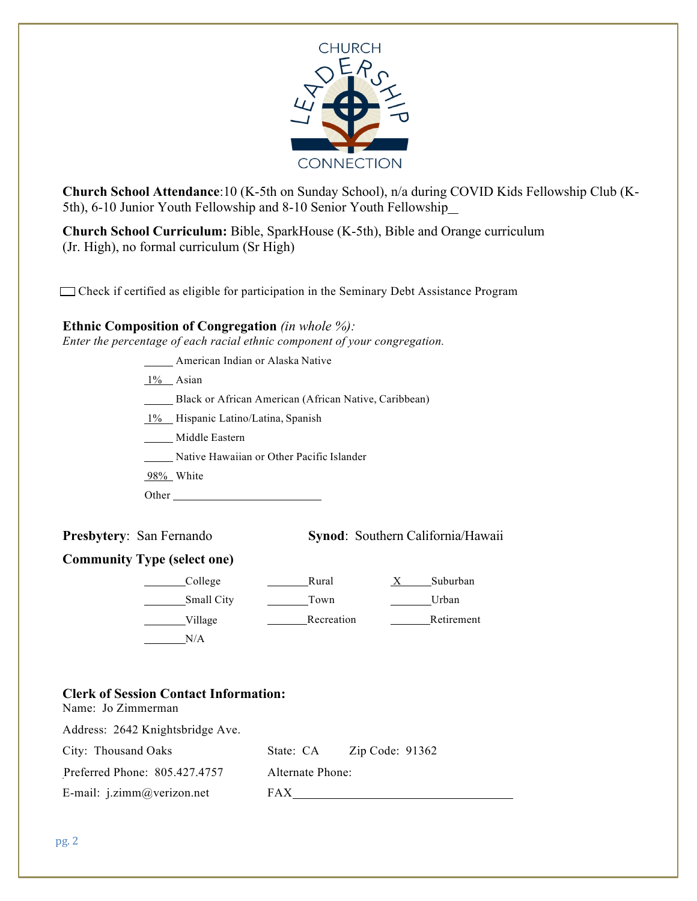**Church School Attendance**:10 (K-5th on Sunday School), n/a during COVID Kids Fellowship Club (K-5th), 6-10 Junior Youth Fellowship and 8-10 Senior Youth Fellowship

**Church School Curriculum:** Bible, SparkHouse (K-5th), Bible and Orange curriculum (Jr. High), no formal curriculum (Sr High)

☐ Check if certified as eligible for participation in the Seminary Debt Assistance Program

**Ethnic Composition of Congregation** *(in whole %):*
*Enter the percentage of each racial ethnic component of your congregation.*

_____ American Indian or Alaska Native

1% Asian

_____ Black or African American (African Native, Caribbean)

1% Hispanic Latino/Latina, Spanish

_____ Middle Eastern

_____ Native Hawaiian or Other Pacific Islander

98% White

Other _______________

**Presbytery**: San Fernando **Synod**: Southern California/Hawaii

**Community Type (select one)**

| | | |
|---|---|---|
| ____ College | ____ Rural | X Suburban |
| ____ Small City | ____ Town | ____ Urban |
| ____ Village | ____ Recreation | ____ Retirement |
| ____ N/A | | |

**Clerk of Session Contact Information:**

Name: Jo Zimmerman

Address: 2642 Knightsbridge Ave.

City: Thousand Oaks State: CA Zip Code: 91362

Preferred Phone: 805.427.4757 Alternate Phone:

E-mail: j.zimm@verizon.net FAX _______________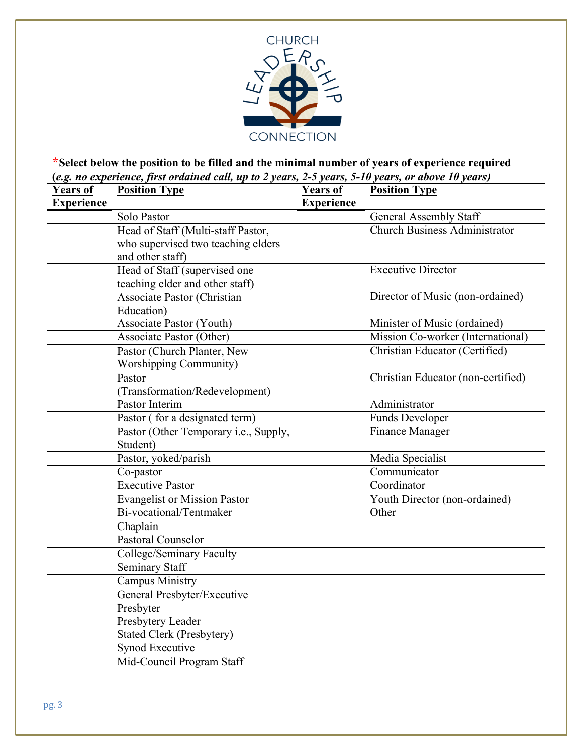CHURCH LEADERSHIP CONNECTION

**\*Select below the position to be filled and the minimal number of years of experience required** ***(e.g. no experience, first ordained call, up to 2 years, 2-5 years, 5-10 years, or above 10 years)***

| Years of Experience | Position Type | Years of Experience | Position Type |
|---|---|---|---|
| | Solo Pastor | | General Assembly Staff |
| | Head of Staff (Multi-staff Pastor, who supervised two teaching elders and other staff) | | Church Business Administrator |
| | Head of Staff (supervised one teaching elder and other staff) | | Executive Director |
| | Associate Pastor (Christian Education) | | Director of Music (non-ordained) |
| | Associate Pastor (Youth) | | Minister of Music (ordained) |
| | Associate Pastor (Other) | | Mission Co-worker (International) |
| | Pastor (Church Planter, New Worshipping Community) | | Christian Educator (Certified) |
| | Pastor (Transformation/Redevelopment) | | Christian Educator (non-certified) |
| | Pastor Interim | | Administrator |
| | Pastor ( for a designated term) | | Funds Developer |
| | Pastor (Other Temporary i.e., Supply, Student) | | Finance Manager |
| | Pastor, yoked/parish | | Media Specialist |
| | Co-pastor | | Communicator |
| | Executive Pastor | | Coordinator |
| | Evangelist or Mission Pastor | | Youth Director (non-ordained) |
| | Bi-vocational/Tentmaker | | Other |
| | Chaplain | | |
| | Pastoral Counselor | | |
| | College/Seminary Faculty | | |
| | Seminary Staff | | |
| | Campus Ministry | | |
| | General Presbyter/Executive Presbyter Presbytery Leader | | |
| | Stated Clerk (Presbytery) | | |
| | Synod Executive | | |
| | Mid-Council Program Staff | | |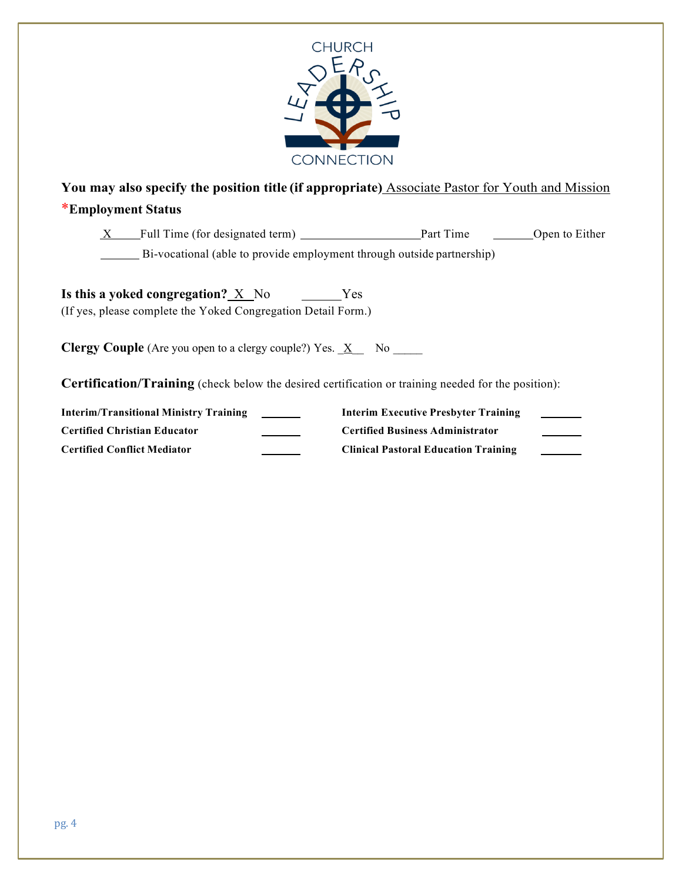CHURCH LEADERSHIP CONNECTION

**You may also specify the position title (if appropriate)** Associate Pastor for Youth and Mission

***Employment Status**

_X_ Full Time (for designated term) ______ Part Time ______ Open to Either

______ Bi-vocational (able to provide employment through outside partnership)

**Is this a yoked congregation?** _X_ No ______ Yes
(If yes, please complete the Yoked Congregation Detail Form.)

**Clergy Couple** (Are you open to a clergy couple?) Yes. _X_ No _____

**Certification/Training** (check below the desired certification or training needed for the position):

| | | | |
|---|---|---|---|
| **Interim/Transitional Ministry Training** | ______ | **Interim Executive Presbyter Training** | ______ |
| **Certified Christian Educator** | ______ | **Certified Business Administrator** | ______ |
| **Certified Conflict Mediator** | ______ | **Clinical Pastoral Education Training** | ______ |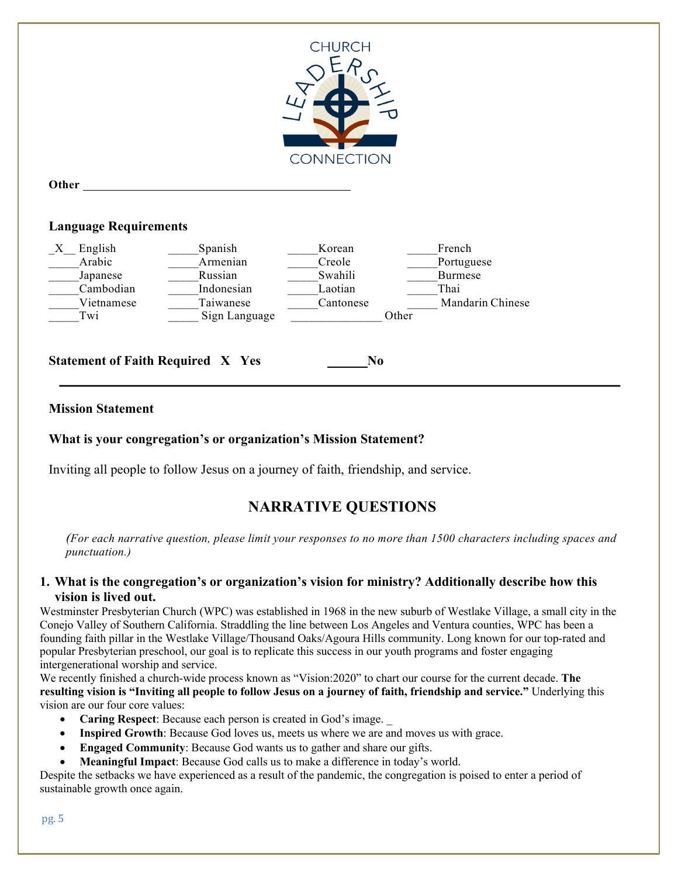**Other** ____________________________________________

**Language Requirements**

_X__ English &nbsp;&nbsp; _____Spanish &nbsp;&nbsp; _____Korean &nbsp;&nbsp; _____French
_____Arabic &nbsp;&nbsp; _____Armenian &nbsp;&nbsp; _____Creole &nbsp;&nbsp; _____Portuguese
_____Japanese &nbsp;&nbsp; _____Russian &nbsp;&nbsp; _____Swahili &nbsp;&nbsp; _____Burmese
_____Cambodian &nbsp;&nbsp; _____Indonesian &nbsp;&nbsp; _____Laotian &nbsp;&nbsp; _____Thai
_____Vietnamese &nbsp;&nbsp; _____Taiwanese &nbsp;&nbsp; _____Cantonese &nbsp;&nbsp; _____ Mandarin Chinese
_____Twi &nbsp;&nbsp; _____ Sign Language &nbsp;&nbsp; _______________ Other

**Statement of Faith Required X Yes ______No**

---

**Mission Statement**

**What is your congregation's or organization's Mission Statement?**

Inviting all people to follow Jesus on a journey of faith, friendship, and service.

## NARRATIVE QUESTIONS

*(For each narrative question, please limit your responses to no more than 1500 characters including spaces and punctuation.)*

### 1. What is the congregation's or organization's vision for ministry? Additionally describe how this vision is lived out.

Westminster Presbyterian Church (WPC) was established in 1968 in the new suburb of Westlake Village, a small city in the Conejo Valley of Southern California. Straddling the line between Los Angeles and Ventura counties, WPC has been a founding faith pillar in the Westlake Village/Thousand Oaks/Agoura Hills community. Long known for our top-rated and popular Presbyterian preschool, our goal is to replicate this success in our youth programs and foster engaging intergenerational worship and service.

We recently finished a church-wide process known as "Vision:2020" to chart our course for the current decade. **The resulting vision is "Inviting all people to follow Jesus on a journey of faith, friendship and service."** Underlying this vision are our four core values:

- **Caring Respect**: Because each person is created in God's image. _
- **Inspired Growth**: Because God loves us, meets us where we are and moves us with grace.
- **Engaged Community**: Because God wants us to gather and share our gifts.
- **Meaningful Impact**: Because God calls us to make a difference in today's world.

Despite the setbacks we have experienced as a result of the pandemic, the congregation is poised to enter a period of sustainable growth once again.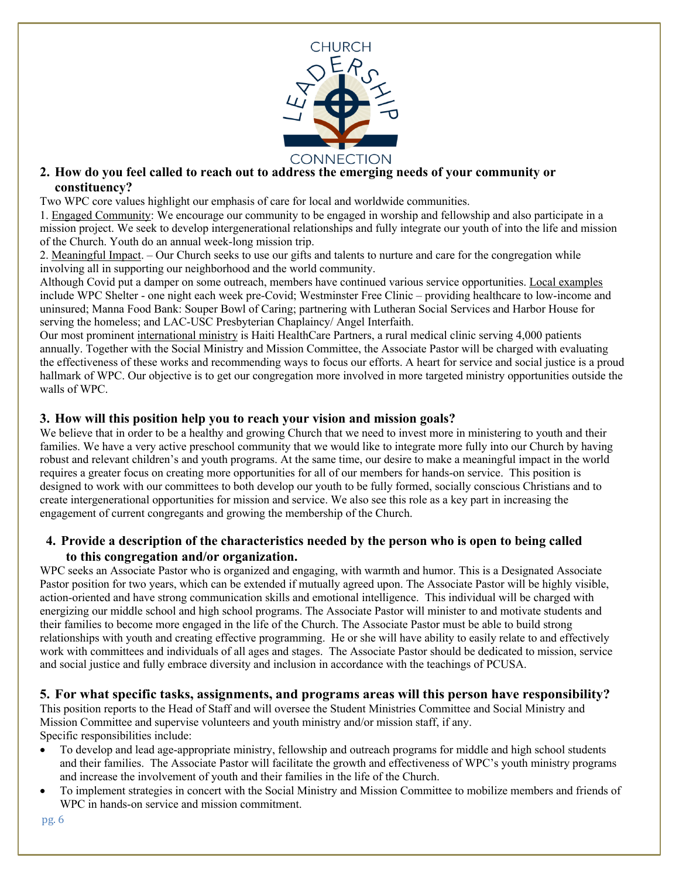## 2. How do you feel called to reach out to address the emerging needs of your community or constituency?

Two WPC core values highlight our emphasis of care for local and worldwide communities.

1. Engaged Community: We encourage our community to be engaged in worship and fellowship and also participate in a mission project. We seek to develop intergenerational relationships and fully integrate our youth of into the life and mission of the Church. Youth do an annual week-long mission trip.
2. Meaningful Impact. – Our Church seeks to use our gifts and talents to nurture and care for the congregation while involving all in supporting our neighborhood and the world community.

Although Covid put a damper on some outreach, members have continued various service opportunities. Local examples include WPC Shelter - one night each week pre-Covid; Westminster Free Clinic – providing healthcare to low-income and uninsured; Manna Food Bank: Souper Bowl of Caring; partnering with Lutheran Social Services and Harbor House for serving the homeless; and LAC-USC Presbyterian Chaplaincy/ Angel Interfaith.

Our most prominent international ministry is Haiti HealthCare Partners, a rural medical clinic serving 4,000 patients annually. Together with the Social Ministry and Mission Committee, the Associate Pastor will be charged with evaluating the effectiveness of these works and recommending ways to focus our efforts. A heart for service and social justice is a proud hallmark of WPC. Our objective is to get our congregation more involved in more targeted ministry opportunities outside the walls of WPC.

## 3. How will this position help you to reach your vision and mission goals?

We believe that in order to be a healthy and growing Church that we need to invest more in ministering to youth and their families. We have a very active preschool community that we would like to integrate more fully into our Church by having robust and relevant children's and youth programs. At the same time, our desire to make a meaningful impact in the world requires a greater focus on creating more opportunities for all of our members for hands-on service. This position is designed to work with our committees to both develop our youth to be fully formed, socially conscious Christians and to create intergenerational opportunities for mission and service. We also see this role as a key part in increasing the engagement of current congregants and growing the membership of the Church.

## 4. Provide a description of the characteristics needed by the person who is open to being called to this congregation and/or organization.

WPC seeks an Associate Pastor who is organized and engaging, with warmth and humor. This is a Designated Associate Pastor position for two years, which can be extended if mutually agreed upon. The Associate Pastor will be highly visible, action-oriented and have strong communication skills and emotional intelligence. This individual will be charged with energizing our middle school and high school programs. The Associate Pastor will minister to and motivate students and their families to become more engaged in the life of the Church. The Associate Pastor must be able to build strong relationships with youth and creating effective programming. He or she will have ability to easily relate to and effectively work with committees and individuals of all ages and stages. The Associate Pastor should be dedicated to mission, service and social justice and fully embrace diversity and inclusion in accordance with the teachings of PCUSA.

## 5. For what specific tasks, assignments, and programs areas will this person have responsibility?

This position reports to the Head of Staff and will oversee the Student Ministries Committee and Social Ministry and Mission Committee and supervise volunteers and youth ministry and/or mission staff, if any.

Specific responsibilities include:

- To develop and lead age-appropriate ministry, fellowship and outreach programs for middle and high school students and their families. The Associate Pastor will facilitate the growth and effectiveness of WPC's youth ministry programs and increase the involvement of youth and their families in the life of the Church.
- To implement strategies in concert with the Social Ministry and Mission Committee to mobilize members and friends of WPC in hands-on service and mission commitment.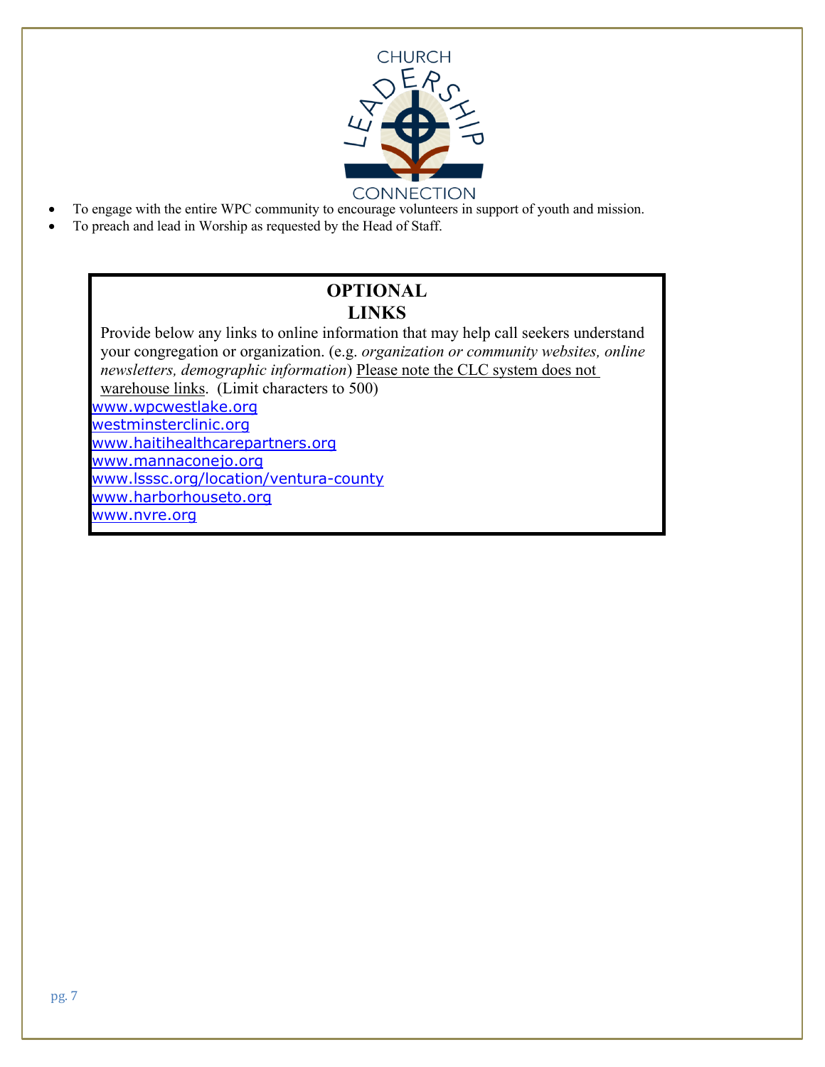- To engage with the entire WPC community to encourage volunteers in support of youth and mission.
- To preach and lead in Worship as requested by the Head of Staff.

## OPTIONAL LINKS

Provide below any links to online information that may help call seekers understand your congregation or organization. (e.g. *organization or community websites, online newsletters, demographic information*) Please note the CLC system does not warehouse links. (Limit characters to 500)

www.wpcwestlake.org
westminsterclinic.org
www.haitihealthcarepartners.org
www.mannaconejo.org
www.lsssc.org/location/ventura-county
www.harborhouseto.org
www.nvre.org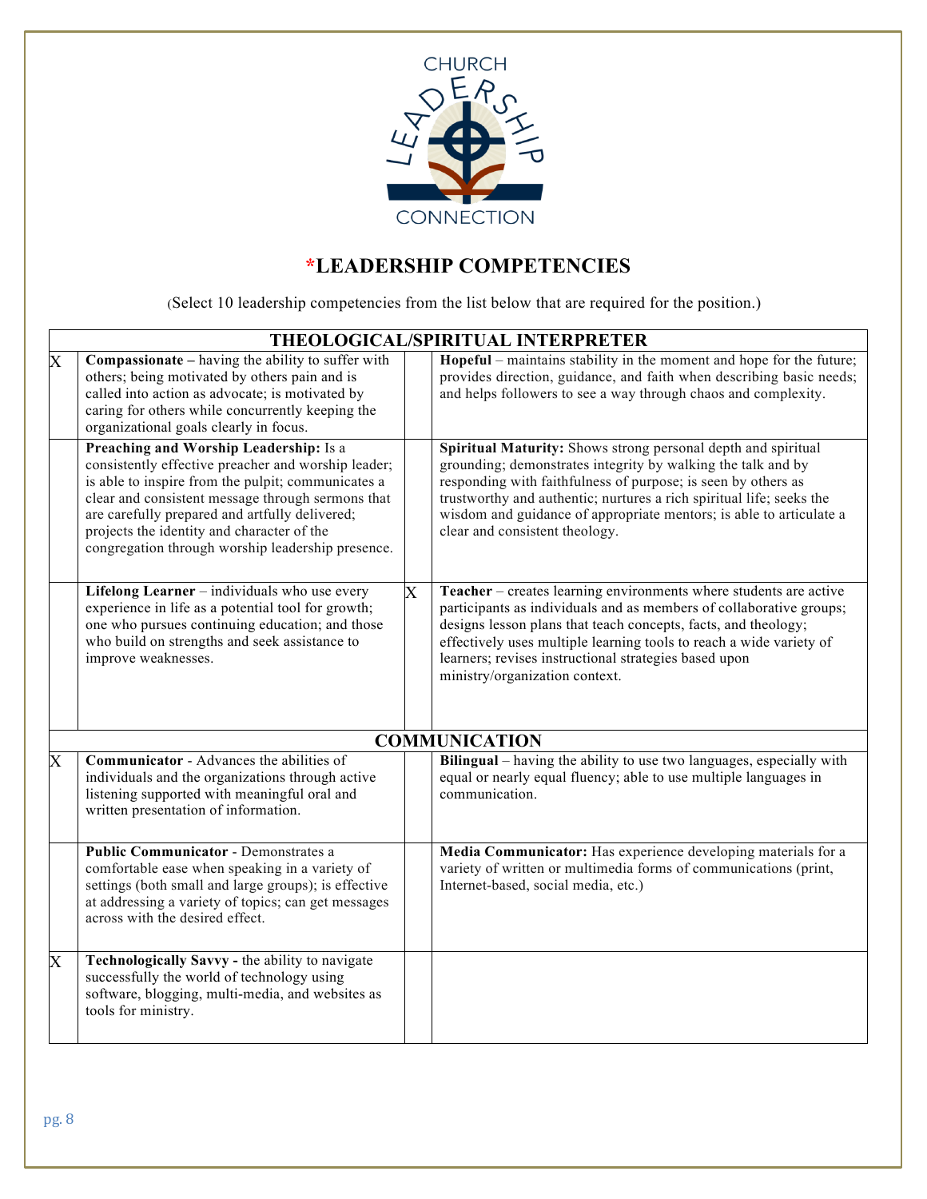# *LEADERSHIP COMPETENCIES

(Select 10 leadership competencies from the list below that are required for the position.)

| | | | |
|---|---|---|---|
| | **THEOLOGICAL/SPIRITUAL INTERPRETER** | | |
| X | **Compassionate –** having the ability to suffer with others; being motivated by others pain and is called into action as advocate; is motivated by caring for others while concurrently keeping the organizational goals clearly in focus. | | **Hopeful** – maintains stability in the moment and hope for the future; provides direction, guidance, and faith when describing basic needs; and helps followers to see a way through chaos and complexity. |
| | **Preaching and Worship Leadership:** Is a consistently effective preacher and worship leader; is able to inspire from the pulpit; communicates a clear and consistent message through sermons that are carefully prepared and artfully delivered; projects the identity and character of the congregation through worship leadership presence. | | **Spiritual Maturity:** Shows strong personal depth and spiritual grounding; demonstrates integrity by walking the talk and by responding with faithfulness of purpose; is seen by others as trustworthy and authentic; nurtures a rich spiritual life; seeks the wisdom and guidance of appropriate mentors; is able to articulate a clear and consistent theology. |
| | **Lifelong Learner** – individuals who use every experience in life as a potential tool for growth; one who pursues continuing education; and those who build on strengths and seek assistance to improve weaknesses. | X | **Teacher** – creates learning environments where students are active participants as individuals and as members of collaborative groups; designs lesson plans that teach concepts, facts, and theology; effectively uses multiple learning tools to reach a wide variety of learners; revises instructional strategies based upon ministry/organization context. |
| | **COMMUNICATION** | | |
| X | **Communicator** - Advances the abilities of individuals and the organizations through active listening supported with meaningful oral and written presentation of information. | | **Bilingual** – having the ability to use two languages, especially with equal or nearly equal fluency; able to use multiple languages in communication. |
| | **Public Communicator** - Demonstrates a comfortable ease when speaking in a variety of settings (both small and large groups); is effective at addressing a variety of topics; can get messages across with the desired effect. | | **Media Communicator:** Has experience developing materials for a variety of written or multimedia forms of communications (print, Internet-based, social media, etc.) |
| X | **Technologically Savvy -** the ability to navigate successfully the world of technology using software, blogging, multi-media, and websites as tools for ministry. | | |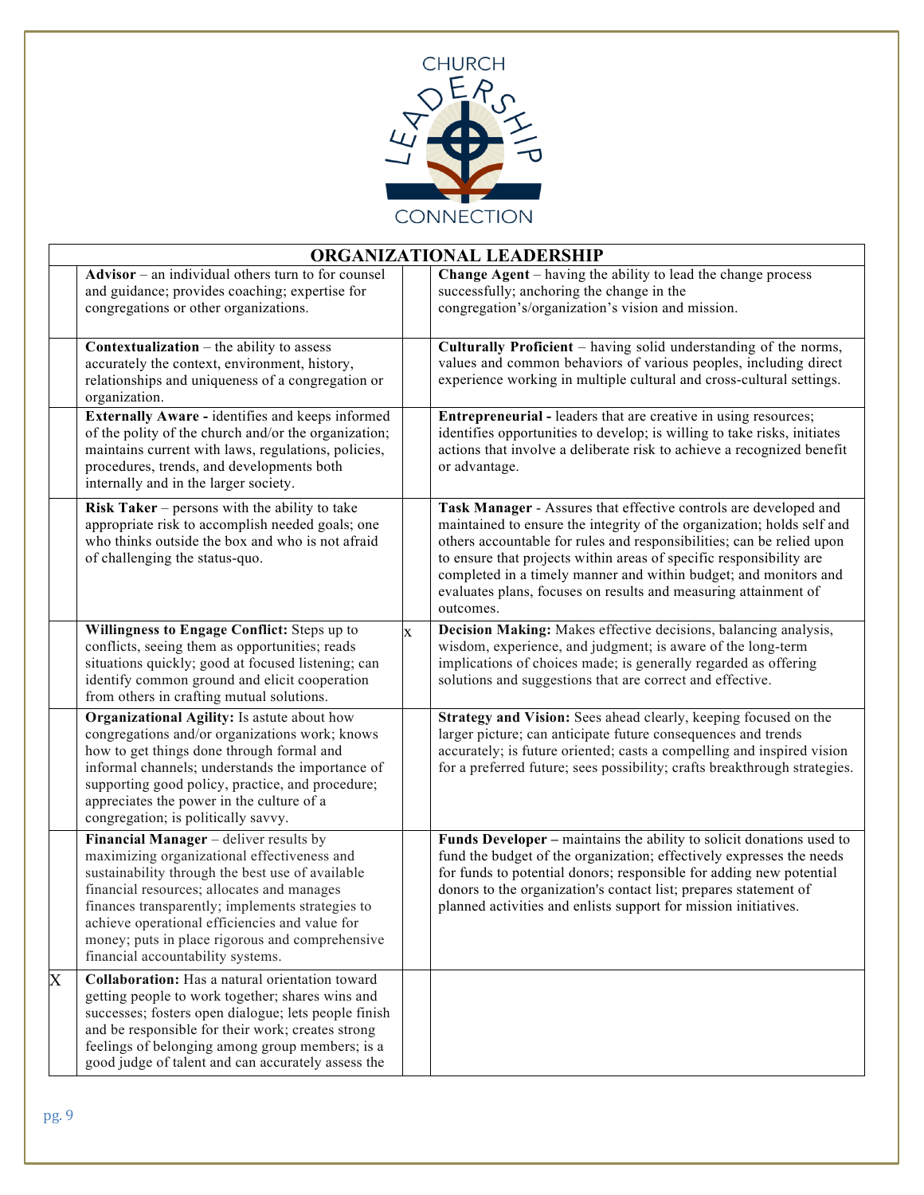CHURCH LEADERSHIP CONNECTION

| ORGANIZATIONAL LEADERSHIP | | | |
|---|---|---|---|
| | **Advisor** – an individual others turn to for counsel and guidance; provides coaching; expertise for congregations or other organizations. | | **Change Agent** – having the ability to lead the change process successfully; anchoring the change in the congregation's/organization's vision and mission. |
| | **Contextualization** – the ability to assess accurately the context, environment, history, relationships and uniqueness of a congregation or organization. | | **Culturally Proficient** – having solid understanding of the norms, values and common behaviors of various peoples, including direct experience working in multiple cultural and cross-cultural settings. |
| | **Externally Aware -** identifies and keeps informed of the polity of the church and/or the organization; maintains current with laws, regulations, policies, procedures, trends, and developments both internally and in the larger society. | | **Entrepreneurial -** leaders that are creative in using resources; identifies opportunities to develop; is willing to take risks, initiates actions that involve a deliberate risk to achieve a recognized benefit or advantage. |
| | **Risk Taker** – persons with the ability to take appropriate risk to accomplish needed goals; one who thinks outside the box and who is not afraid of challenging the status-quo. | | **Task Manager** - Assures that effective controls are developed and maintained to ensure the integrity of the organization; holds self and others accountable for rules and responsibilities; can be relied upon to ensure that projects within areas of specific responsibility are completed in a timely manner and within budget; and monitors and evaluates plans, focuses on results and measuring attainment of outcomes. |
| | **Willingness to Engage Conflict:** Steps up to conflicts, seeing them as opportunities; reads situations quickly; good at focused listening; can identify common ground and elicit cooperation from others in crafting mutual solutions. | x | **Decision Making:** Makes effective decisions, balancing analysis, wisdom, experience, and judgment; is aware of the long-term implications of choices made; is generally regarded as offering solutions and suggestions that are correct and effective. |
| | **Organizational Agility:** Is astute about how congregations and/or organizations work; knows how to get things done through formal and informal channels; understands the importance of supporting good policy, practice, and procedure; appreciates the power in the culture of a congregation; is politically savvy. | | **Strategy and Vision:** Sees ahead clearly, keeping focused on the larger picture; can anticipate future consequences and trends accurately; is future oriented; casts a compelling and inspired vision for a preferred future; sees possibility; crafts breakthrough strategies. |
| | **Financial Manager** – deliver results by maximizing organizational effectiveness and sustainability through the best use of available financial resources; allocates and manages finances transparently; implements strategies to achieve operational efficiencies and value for money; puts in place rigorous and comprehensive financial accountability systems. | | **Funds Developer –** maintains the ability to solicit donations used to fund the budget of the organization; effectively expresses the needs for funds to potential donors; responsible for adding new potential donors to the organization's contact list; prepares statement of planned activities and enlists support for mission initiatives. |
| X | **Collaboration:** Has a natural orientation toward getting people to work together; shares wins and successes; fosters open dialogue; lets people finish and be responsible for their work; creates strong feelings of belonging among group members; is a good judge of talent and can accurately assess the | | |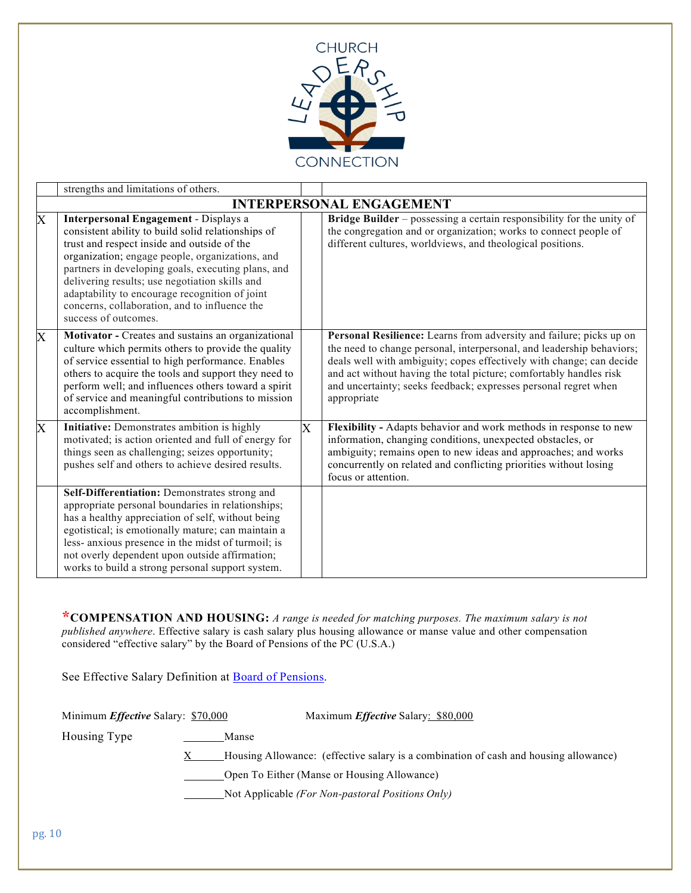| | | | |
|---|---|---|---|
| | strengths and limitations of others. | | |
| | **INTERPERSONAL ENGAGEMENT** | | |
| X | **Interpersonal Engagement** - Displays a consistent ability to build solid relationships of trust and respect inside and outside of the organization; engage people, organizations, and partners in developing goals, executing plans, and delivering results; use negotiation skills and adaptability to encourage recognition of joint concerns, collaboration, and to influence the success of outcomes. | | **Bridge Builder** – possessing a certain responsibility for the unity of the congregation and or organization; works to connect people of different cultures, worldviews, and theological positions. |
| X | **Motivator -** Creates and sustains an organizational culture which permits others to provide the quality of service essential to high performance. Enables others to acquire the tools and support they need to perform well; and influences others toward a spirit of service and meaningful contributions to mission accomplishment. | | **Personal Resilience:** Learns from adversity and failure; picks up on the need to change personal, interpersonal, and leadership behaviors; deals well with ambiguity; copes effectively with change; can decide and act without having the total picture; comfortably handles risk and uncertainty; seeks feedback; expresses personal regret when appropriate |
| X | **Initiative:** Demonstrates ambition is highly motivated; is action oriented and full of energy for things seen as challenging; seizes opportunity; pushes self and others to achieve desired results. | X | **Flexibility -** Adapts behavior and work methods in response to new information, changing conditions, unexpected obstacles, or ambiguity; remains open to new ideas and approaches; and works concurrently on related and conflicting priorities without losing focus or attention. |
| | **Self-Differentiation:** Demonstrates strong and appropriate personal boundaries in relationships; has a healthy appreciation of self, without being egotistical; is emotionally mature; can maintain a less- anxious presence in the midst of turmoil; is not overly dependent upon outside affirmation; works to build a strong personal support system. | | |

***COMPENSATION AND HOUSING:** *A range is needed for matching purposes. The maximum salary is not published anywhere*. Effective salary is cash salary plus housing allowance or manse value and other compensation considered "effective salary" by the Board of Pensions of the PC (U.S.A.)

See Effective Salary Definition at [Board of Pensions](Board of Pensions).

Minimum ***Effective*** Salary: $70,000 Maximum ***Effective*** Salary: $80,000

Housing Type

_______ Manse

X_______ Housing Allowance: (effective salary is a combination of cash and housing allowance)

_______ Open To Either (Manse or Housing Allowance)

_______ Not Applicable *(For Non-pastoral Positions Only)*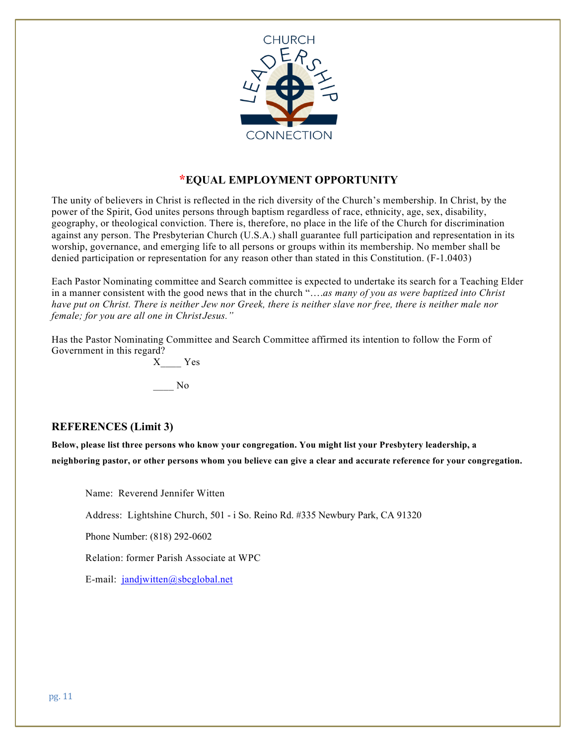## *EQUAL EMPLOYMENT OPPORTUNITY

The unity of believers in Christ is reflected in the rich diversity of the Church's membership. In Christ, by the power of the Spirit, God unites persons through baptism regardless of race, ethnicity, age, sex, disability, geography, or theological conviction. There is, therefore, no place in the life of the Church for discrimination against any person. The Presbyterian Church (U.S.A.) shall guarantee full participation and representation in its worship, governance, and emerging life to all persons or groups within its membership. No member shall be denied participation or representation for any reason other than stated in this Constitution. (F-1.0403)

Each Pastor Nominating committee and Search committee is expected to undertake its search for a Teaching Elder in a manner consistent with the good news that in the church "*….as many of you as were baptized into Christ have put on Christ. There is neither Jew nor Greek, there is neither slave nor free, there is neither male nor female; for you are all one in Christ Jesus."*

Has the Pastor Nominating Committee and Search Committee affirmed its intention to follow the Form of Government in this regard?

X____ Yes

____ No

## REFERENCES (Limit 3)

**Below, please list three persons who know your congregation. You might list your Presbytery leadership, a neighboring pastor, or other persons whom you believe can give a clear and accurate reference for your congregation.**

Name: Reverend Jennifer Witten

Address: Lightshine Church, 501 - i So. Reino Rd. #335 Newbury Park, CA 91320

Phone Number: (818) 292-0602

Relation: former Parish Associate at WPC

E-mail: jandjwitten@sbcglobal.net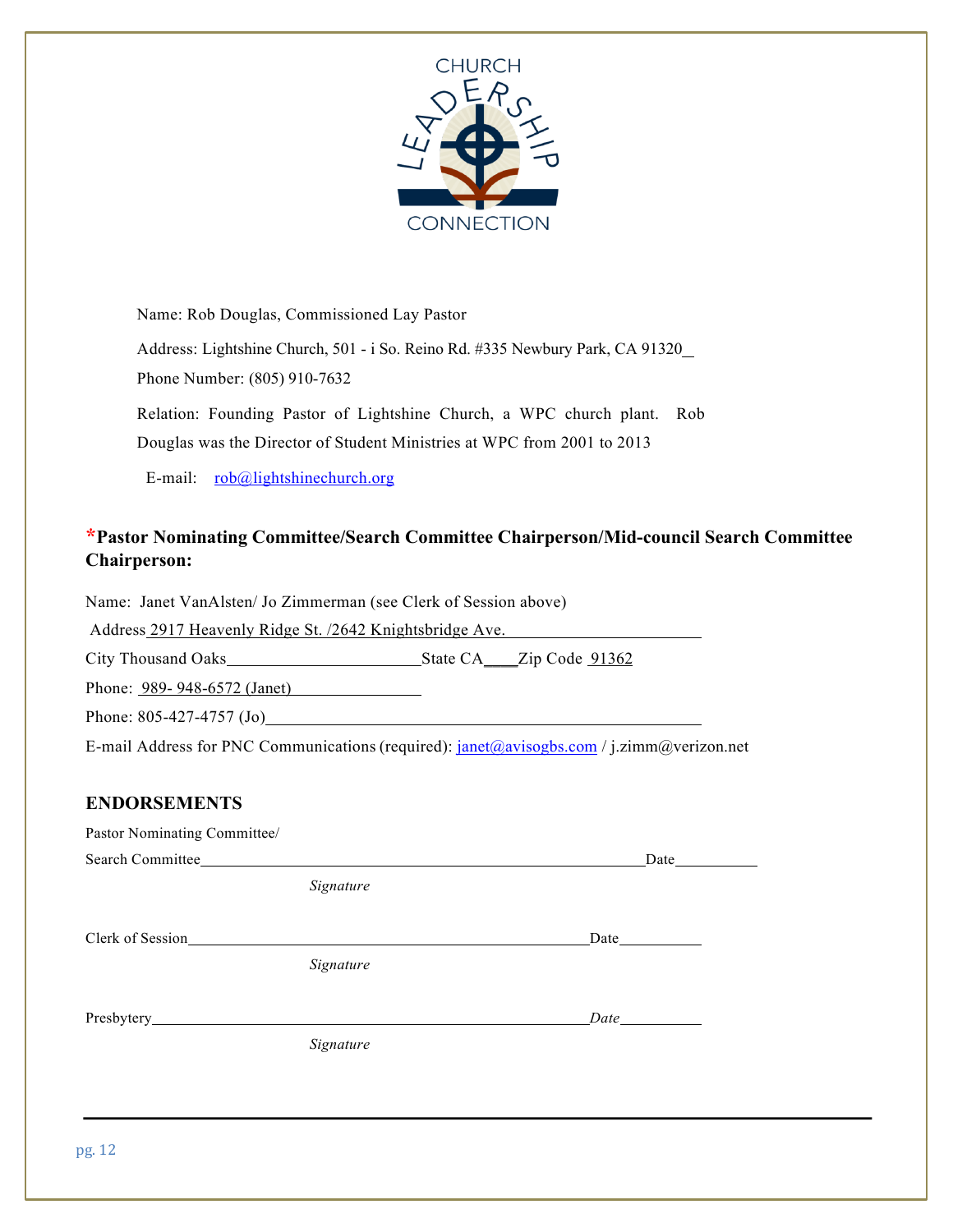CHURCH LEADERSHIP CONNECTION

Name: Rob Douglas, Commissioned Lay Pastor

Address: Lightshine Church, 501 - i So. Reino Rd. #335 Newbury Park, CA 91320

Phone Number: (805) 910-7632

Relation: Founding Pastor of Lightshine Church, a WPC church plant. Rob Douglas was the Director of Student Ministries at WPC from 2001 to 2013

E-mail: rob@lightshinechurch.org

**\*Pastor Nominating Committee/Search Committee Chairperson/Mid-council Search Committee Chairperson:**

Name: Janet VanAlsten/ Jo Zimmerman (see Clerk of Session above)

Address 2917 Heavenly Ridge St. /2642 Knightsbridge Ave.

City Thousand Oaks State CA Zip Code 91362

Phone: 989- 948-6572 (Janet)

Phone: 805-427-4757 (Jo)

E-mail Address for PNC Communications (required): janet@avisogbs.com / j.zimm@verizon.net

## ENDORSEMENTS

Pastor Nominating Committee/
Search Committee ______________________________ Date __________
*Signature*

Clerk of Session ______________________________ Date __________
*Signature*

Presbytery ______________________________ *Date* __________
*Signature*